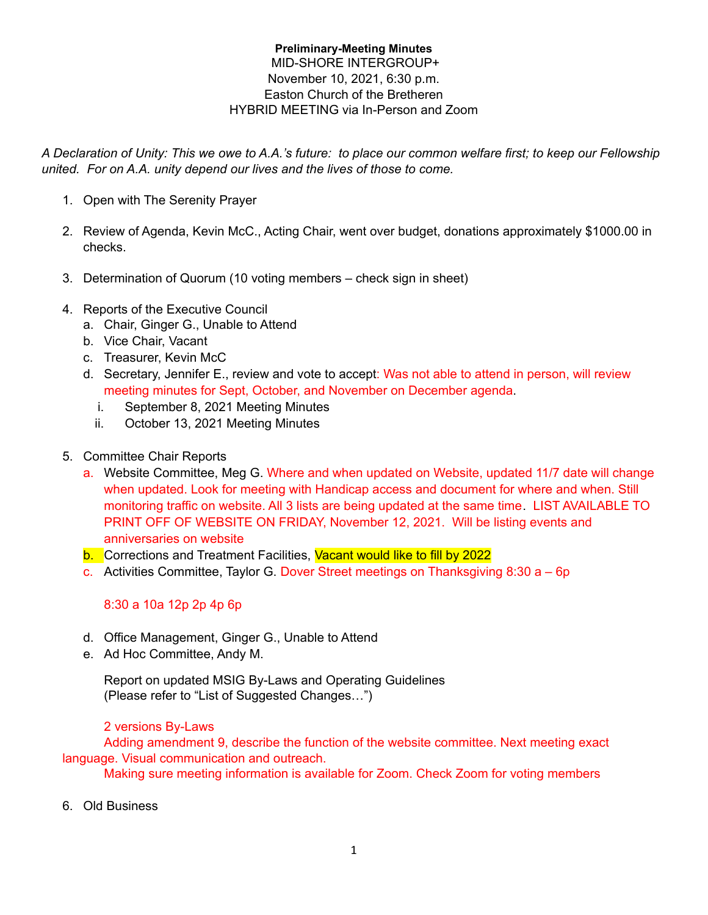**Preliminary-Meeting Minutes**
MID-SHORE INTERGROUP+
November 10, 2021, 6:30 p.m.
Easton Church of the Bretheren
HYBRID MEETING via In-Person and Zoom

*A Declaration of Unity: This we owe to A.A.'s future: to place our common welfare first; to keep our Fellowship united. For on A.A. unity depend our lives and the lives of those to come.*

1. Open with The Serenity Prayer

2. Review of Agenda, Kevin McC., Acting Chair, went over budget, donations approximately $1000.00 in checks.

3. Determination of Quorum (10 voting members – check sign in sheet)

4. Reports of the Executive Council
   a. Chair, Ginger G., Unable to Attend
   b. Vice Chair, Vacant
   c. Treasurer, Kevin McC
   d. Secretary, Jennifer E., review and vote to accept: Was not able to attend in person, will review meeting minutes for Sept, October, and November on December agenda.
      i. September 8, 2021 Meeting Minutes
      ii. October 13, 2021 Meeting Minutes

5. Committee Chair Reports
   a. Website Committee, Meg G. Where and when updated on Website, updated 11/7 date will change when updated. Look for meeting with Handicap access and document for where and when. Still monitoring traffic on website. All 3 lists are being updated at the same time. LIST AVAILABLE TO PRINT OFF OF WEBSITE ON FRIDAY, November 12, 2021. Will be listing events and anniversaries on website
   b. Corrections and Treatment Facilities, Vacant would like to fill by 2022
   c. Activities Committee, Taylor G. Dover Street meetings on Thanksgiving 8:30 a – 6p

      8:30 a 10a 12p 2p 4p 6p

   d. Office Management, Ginger G., Unable to Attend
   e. Ad Hoc Committee, Andy M.

      Report on updated MSIG By-Laws and Operating Guidelines
      (Please refer to "List of Suggested Changes…")

      2 versions By-Laws
      Adding amendment 9, describe the function of the website committee. Next meeting exact language. Visual communication and outreach.
      Making sure meeting information is available for Zoom. Check Zoom for voting members

6. Old Business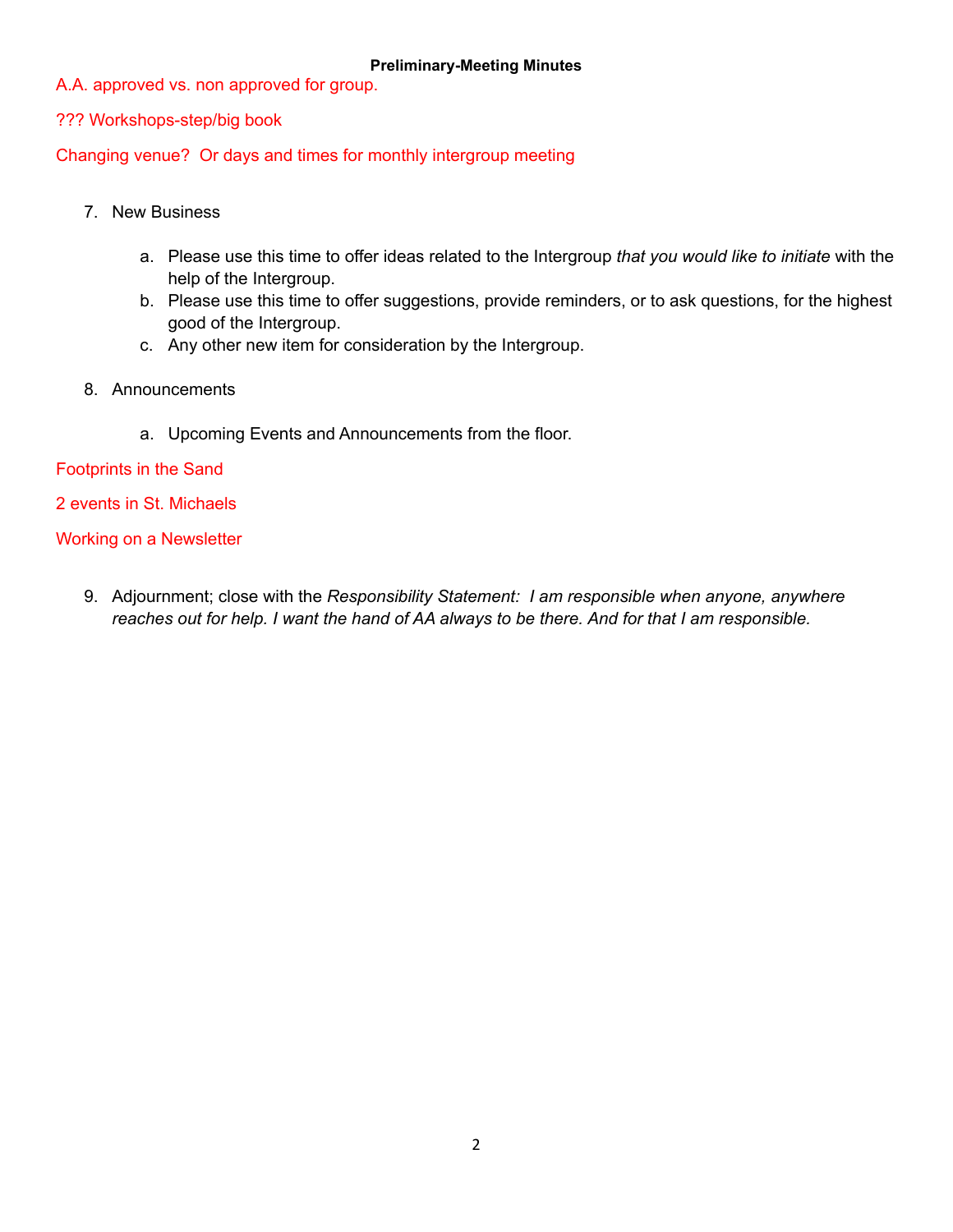**Preliminary-Meeting Minutes**

A.A. approved vs. non approved for group.

??? Workshops-step/big book

Changing venue? Or days and times for monthly intergroup meeting

7. New Business

   a. Please use this time to offer ideas related to the Intergroup *that you would like to initiate* with the help of the Intergroup.
   b. Please use this time to offer suggestions, provide reminders, or to ask questions, for the highest good of the Intergroup.
   c. Any other new item for consideration by the Intergroup.

8. Announcements

   a. Upcoming Events and Announcements from the floor.

Footprints in the Sand

2 events in St. Michaels

Working on a Newsletter

9. Adjournment; close with the *Responsibility Statement: I am responsible when anyone, anywhere reaches out for help. I want the hand of AA always to be there. And for that I am responsible.*